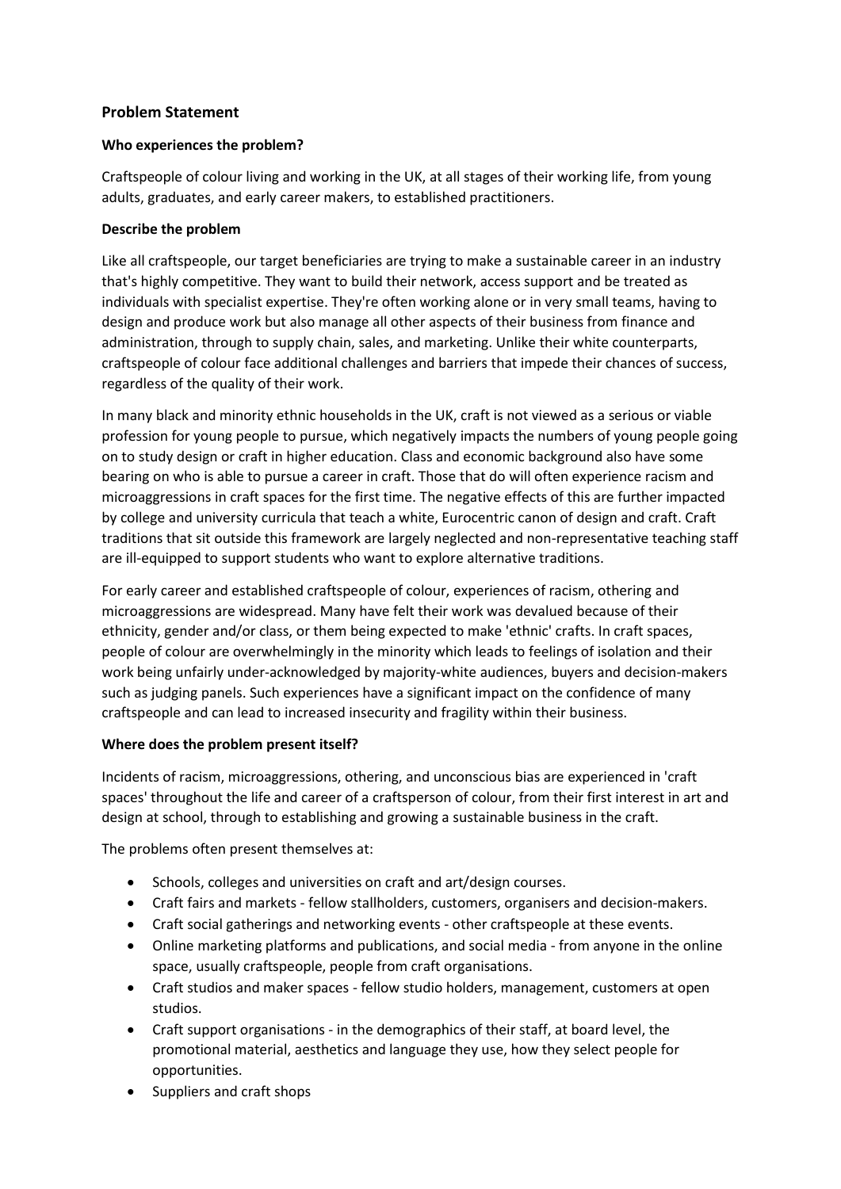## Problem Statement

### Who experiences the problem?

Craftspeople of colour living and working in the UK, at all stages of their working life, from young adults, graduates, and early career makers, to established practitioners.

### Describe the problem

Like all craftspeople, our target beneficiaries are trying to make a sustainable career in an industry that's highly competitive. They want to build their network, access support and be treated as individuals with specialist expertise. They're often working alone or in very small teams, having to design and produce work but also manage all other aspects of their business from finance and administration, through to supply chain, sales, and marketing. Unlike their white counterparts, craftspeople of colour face additional challenges and barriers that impede their chances of success, regardless of the quality of their work.

In many black and minority ethnic households in the UK, craft is not viewed as a serious or viable profession for young people to pursue, which negatively impacts the numbers of young people going on to study design or craft in higher education. Class and economic background also have some bearing on who is able to pursue a career in craft. Those that do will often experience racism and microaggressions in craft spaces for the first time. The negative effects of this are further impacted by college and university curricula that teach a white, Eurocentric canon of design and craft. Craft traditions that sit outside this framework are largely neglected and non-representative teaching staff are ill-equipped to support students who want to explore alternative traditions.

For early career and established craftspeople of colour, experiences of racism, othering and microaggressions are widespread. Many have felt their work was devalued because of their ethnicity, gender and/or class, or them being expected to make 'ethnic' crafts. In craft spaces, people of colour are overwhelmingly in the minority which leads to feelings of isolation and their work being unfairly under-acknowledged by majority-white audiences, buyers and decision-makers such as judging panels. Such experiences have a significant impact on the confidence of many craftspeople and can lead to increased insecurity and fragility within their business.

### Where does the problem present itself?

Incidents of racism, microaggressions, othering, and unconscious bias are experienced in 'craft spaces' throughout the life and career of a craftsperson of colour, from their first interest in art and design at school, through to establishing and growing a sustainable business in the craft.

The problems often present themselves at:

- Schools, colleges and universities on craft and art/design courses.
- Craft fairs and markets - fellow stallholders, customers, organisers and decision-makers.
- Craft social gatherings and networking events - other craftspeople at these events.
- Online marketing platforms and publications, and social media - from anyone in the online space, usually craftspeople, people from craft organisations.
- Craft studios and maker spaces - fellow studio holders, management, customers at open studios.
- Craft support organisations - in the demographics of their staff, at board level, the promotional material, aesthetics and language they use, how they select people for opportunities.
- Suppliers and craft shops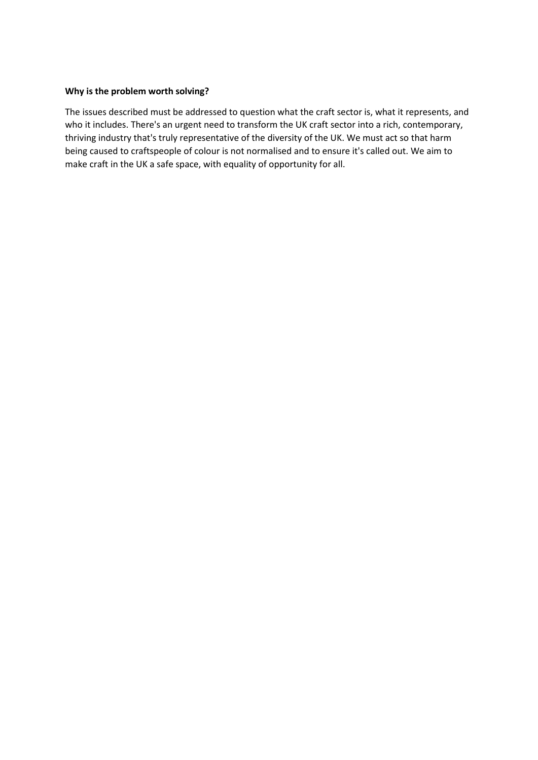**Why is the problem worth solving?**

The issues described must be addressed to question what the craft sector is, what it represents, and who it includes. There's an urgent need to transform the UK craft sector into a rich, contemporary, thriving industry that's truly representative of the diversity of the UK. We must act so that harm being caused to craftspeople of colour is not normalised and to ensure it's called out. We aim to make craft in the UK a safe space, with equality of opportunity for all.